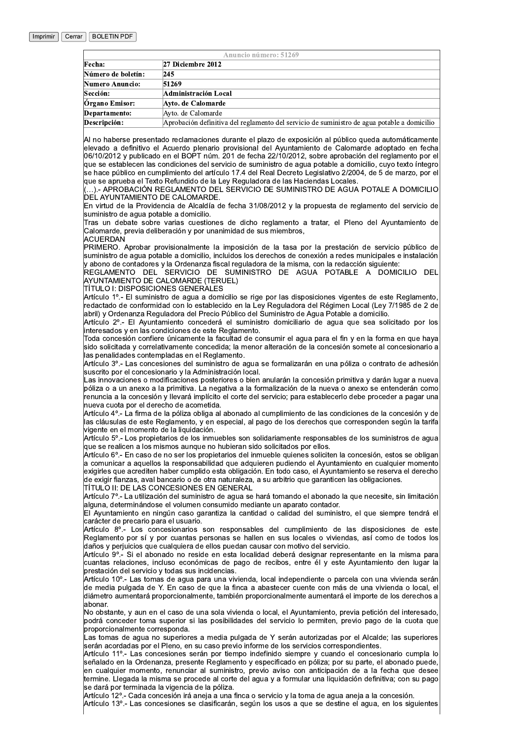| Anuncio número: 51269 | |
|---|---|
| **Fecha:** | **27 Diciembre 2012** |
| **Número de boletín:** | **245** |
| **Numero Anuncio:** | **51269** |
| **Sección:** | **Administración Local** |
| **Órgano Emisor:** | **Ayto. de Calomarde** |
| **Departamento:** | Ayto. de Calomarde |
| **Descripción:** | Aprobación definitiva del reglamento del servicio de suministro de agua potable a domicilio |

Al no haberse presentado reclamaciones durante el plazo de exposición al público queda automáticamente elevado a definitivo el Acuerdo plenario provisional del Ayuntamiento de Calomarde adoptado en fecha 06/10/2012 y publicado en el BOPT núm. 201 de fecha 22/10/2012, sobre aprobación del reglamento por el que se establecen las condiciones del servicio de suministro de agua potable a domicilio, cuyo texto íntegro se hace público en cumplimiento del artículo 17.4 del Real Decreto Legislativo 2/2004, de 5 de marzo, por el que se aprueba el Texto Refundido de la Ley Reguladora de las Haciendas Locales.

(…).- APROBACIÓN REGLAMENTO DEL SERVICIO DE SUMINISTRO DE AGUA POTALE A DOMICILIO DEL AYUNTAMIENTO DE CALOMARDE.

En virtud de la Providencia de Alcaldía de fecha 31/08/2012 y la propuesta de reglamento del servicio de suministro de agua potable a domicilio.

Tras un debate sobre varias cuestiones de dicho reglamento a tratar, el Pleno del Ayuntamiento de Calomarde, previa deliberación y por unanimidad de sus miembros,

ACUERDAN

PRIMERO. Aprobar provisionalmente la imposición de la tasa por la prestación de servicio público de suministro de agua potable a domicilio, incluidos los derechos de conexión a redes municipales e instalación y abono de contadores y la Ordenanza fiscal reguladora de la misma, con la redacción siguiente:

REGLAMENTO DEL SERVICIO DE SUMINISTRO DE AGUA POTABLE A DOMICILIO DEL AYUNTAMIENTO DE CALOMARDE (TERUEL)

TÍTULO I: DISPOSICIONES GENERALES

Artículo 1º.- El suministro de agua a domicilio se rige por las disposiciones vigentes de este Reglamento, redactado de conformidad con lo establecido en la Ley Reguladora del Régimen Local (Ley 7/1985 de 2 de abril) y Ordenanza Reguladora del Precio Público del Suministro de Agua Potable a domicilio.

Artículo 2º.- El Ayuntamiento concederá el suministro domiciliario de agua que sea solicitado por los interesados y en las condiciones de este Reglamento.

Toda concesión confiere únicamente la facultad de consumir el agua para el fin y en la forma en que haya sido solicitada y correlativamente concedida; la menor alteración de la concesión somete al concesionario a las penalidades contempladas en el Reglamento.

Artículo 3º.- Las concesiones del suministro de agua se formalizarán en una póliza o contrato de adhesión suscrito por el concesionario y la Administración local.

Las innovaciones o modificaciones posteriores o bien anularán la concesión primitiva y darán lugar a nueva póliza o a un anexo a la primitiva. La negativa a la formalización de la nueva o anexo se entenderán como renuncia a la concesión y llevará implícito el corte del servicio; para establecerlo debe proceder a pagar una nueva cuota por el derecho de acometida.

Artículo 4º.- La firma de la póliza obliga al abonado al cumplimiento de las condiciones de la concesión y de las cláusulas de este Reglamento, y en especial, al pago de los derechos que corresponden según la tarifa vigente en el momento de la liquidación.

Artículo 5º.- Los propietarios de los inmuebles son solidariamente responsables de los suministros de agua que se realicen a los mismos aunque no hubieran sido solicitados por ellos.

Artículo 6º.- En caso de no ser los propietarios del inmueble quienes soliciten la concesión, estos se obligan a comunicar a aquellos la responsabilidad que adquieren pudiendo el Ayuntamiento en cualquier momento exigirles que acrediten haber cumplido esta obligación. En todo caso, el Ayuntamiento se reserva el derecho de exigir fianzas, aval bancario o de otra naturaleza, a su arbitrio que garanticen las obligaciones.

TÍTULO II: DE LAS CONCESIONES EN GENERAL

Artículo 7º.- La utilización del suministro de agua se hará tomando el abonado la que necesite, sin limitación alguna, determinándose el volumen consumido mediante un aparato contador.

El Ayuntamiento en ningún caso garantiza la cantidad o calidad del suministro, el que siempre tendrá el carácter de precario para el usuario.

Artículo 8º.- Los concesionarios son responsables del cumplimiento de las disposiciones de este Reglamento por sí y por cuantas personas se hallen en sus locales o viviendas, así como de todos los daños y perjuicios que cualquiera de ellos puedan causar con motivo del servicio.

Artículo 9º.- Si el abonado no reside en esta localidad deberá designar representante en la misma para cuantas relaciones, incluso económicas de pago de recibos, entre él y este Ayuntamiento den lugar la prestación del servicio y todas sus incidencias.

Artículo 10º.- Las tomas de agua para una vivienda, local independiente o parcela con una vivienda serán de media pulgada de Y. En caso de que la finca a abastecer cuente con más de una vivienda o local, el diámetro aumentará proporcionalmente, también proporcionalmente aumentará el importe de los derechos a abonar.

No obstante, y aun en el caso de una sola vivienda o local, el Ayuntamiento, previa petición del interesado, podrá conceder toma superior si las posibilidades del servicio lo permiten, previo pago de la cuota que proporcionalmente corresponda.

Las tomas de agua no superiores a media pulgada de Y serán autorizadas por el Alcalde; las superiores serán acordadas por el Pleno, en su caso previo informe de los servicios correspondientes.

Artículo 11º.- Las concesiones serán por tiempo indefinido siempre y cuando el concesionario cumpla lo señalado en la Ordenanza, presente Reglamento y especificado en póliza; por su parte, el abonado puede, en cualquier momento, renunciar al suministro, previo aviso con anticipación de a la fecha que desee termine. Llegada la misma se procede al corte del agua y a formular una liquidación definitiva; con su pago se dará por terminada la vigencia de la póliza.

Artículo 12º.- Cada concesión irá aneja a una finca o servicio y la toma de agua aneja a la concesión.

Artículo 13º.- Las concesiones se clasificarán, según los usos a que se destine el agua, en los siguientes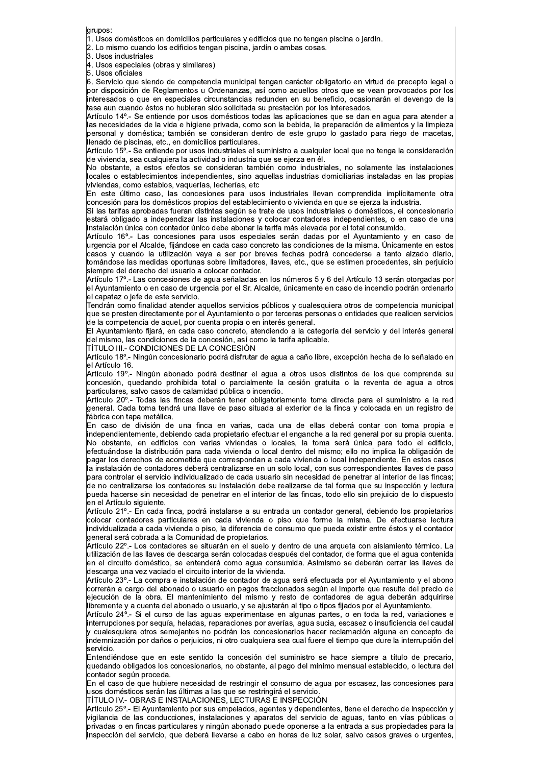grupos:

1. Usos domésticos en domicilios particulares y edificios que no tengan piscina o jardín.
2. Lo mismo cuando los edificios tengan piscina, jardín o ambas cosas.
3. Usos industriales
4. Usos especiales (obras y similares)
5. Usos oficiales
6. Servicio que siendo de competencia municipal tengan carácter obligatorio en virtud de precepto legal o por disposición de Reglamentos u Ordenanzas, así como aquellos otros que se vean provocados por los interesados o que en especiales circunstancias redunden en su beneficio, ocasionarán el devengo de la tasa aun cuando éstos no hubieran sido solicitada su prestación por los interesados.

Artículo 14º.- Se entiende por usos domésticos todas las aplicaciones que se dan en agua para atender a las necesidades de la vida e higiene privada, como son la bebida, la preparación de alimentos y la limpieza personal y doméstica; también se consideran dentro de este grupo lo gastado para riego de macetas, llenado de piscinas, etc., en domicilios particulares.

Artículo 15º.- Se entiende por usos industriales el suministro a cualquier local que no tenga la consideración de vivienda, sea cualquiera la actividad o industria que se ejerza en él.

No obstante, a estos efectos se consideran también como industriales, no solamente las instalaciones locales o establecimientos independientes, sino aquellas industrias domiciliarias instaladas en las propias viviendas, como establos, vaquerías, lecherías, etc

En este último caso, las concesiones para usos industriales llevan comprendida implícitamente otra concesión para los domésticos propios del establecimiento o vivienda en que se ejerza la industria.

Si las tarifas aprobadas fueran distintas según se trate de usos industriales o domésticos, el concesionario estará obligado a independizar las instalaciones y colocar contadores independientes, o en caso de una instalación única con contador único debe abonar la tarifa más elevada por el total consumido.

Artículo 16º.- Las concesiones para usos especiales serán dadas por el Ayuntamiento y en caso de urgencia por el Alcalde, fijándose en cada caso concreto las condiciones de la misma. Únicamente en estos casos y cuando la utilización vaya a ser por breves fechas podrá concederse a tanto alzado diario, tomándose las medidas oportunas sobre limitadores, llaves, etc., que se estimen procedentes, sin perjuicio siempre del derecho del usuario a colocar contador.

Artículo 17º.- Las concesiones de agua señaladas en los números 5 y 6 del Artículo 13 serán otorgadas por el Ayuntamiento o en caso de urgencia por el Sr. Alcalde, únicamente en caso de incendio podrán ordenarlo el capataz o jefe de este servicio.

Tendrán como finalidad atender aquellos servicios públicos y cualesquiera otros de competencia municipal que se presten directamente por el Ayuntamiento o por terceras personas o entidades que realicen servicios de la competencia de aquel, por cuenta propia o en interés general.

El Ayuntamiento fijará, en cada caso concreto, atendiendo a la categoría del servicio y del interés general del mismo, las condiciones de la concesión, así como la tarifa aplicable.

## TÍTULO III.- CONDICIONES DE LA CONCESIÓN

Artículo 18º.- Ningún concesionario podrá disfrutar de agua a caño libre, excepción hecha de lo señalado en el Artículo 16.

Artículo 19º.- Ningún abonado podrá destinar el agua a otros usos distintos de los que comprenda su concesión, quedando prohibida total o parcialmente la cesión gratuita o la reventa de agua a otros particulares, salvo casos de calamidad pública o incendio.

Artículo 20º.- Todas las fincas deberán tener obligatoriamente toma directa para el suministro a la red general. Cada toma tendrá una llave de paso situada al exterior de la finca y colocada en un registro de fábrica con tapa metálica.

En caso de división de una finca en varias, cada una de ellas deberá contar con toma propia e independientemente, debiendo cada propietario efectuar el enganche a la red general por su propia cuenta.

No obstante, en edificios con varias viviendas o locales, la toma será única para todo el edificio, efectuándose la distribución para cada vivienda o local dentro del mismo; ello no implica la obligación de pagar los derechos de acometida que correspondan a cada vivienda o local independiente. En estos casos la instalación de contadores deberá centralizarse en un solo local, con sus correspondientes llaves de paso para controlar el servicio individualizado de cada usuario sin necesidad de penetrar al interior de las fincas; de no centralizarse los contadores su instalación debe realizarse de tal forma que su inspección y lectura pueda hacerse sin necesidad de penetrar en el interior de las fincas, todo ello sin prejuicio de lo dispuesto en el Artículo siguiente.

Artículo 21º.- En cada finca, podrá instalarse a su entrada un contador general, debiendo los propietarios colocar contadores particulares en cada vivienda o piso que forme la misma. De efectuarse lectura individualizada a cada vivienda o piso, la diferencia de consumo que pueda existir entre éstos y el contador general será cobrada a la Comunidad de propietarios.

Artículo 22º.- Los contadores se situarán en el suelo y dentro de una arqueta con aislamiento térmico. La utilización de las llaves de descarga serán colocadas después del contador, de forma que el agua contenida en el circuito doméstico, se entenderá como agua consumida. Asimismo se deberán cerrar las llaves de descarga una vez vaciado el circuito interior de la vivienda.

Artículo 23º.- La compra e instalación de contador de agua será efectuada por el Ayuntamiento y el abono correrán a cargo del abonado o usuario en pagos fraccionados según el importe que resulte del precio de ejecución de la obra. El mantenimiento del mismo y resto de contadores de agua deberán adquirirse libremente y a cuenta del abonado o usuario, y se ajustarán al tipo o tipos fijados por el Ayuntamiento.

Artículo 24º.- Si el curso de las aguas experimentase en algunas partes, o en toda la red, variaciones e interrupciones por sequía, heladas, reparaciones por averías, agua sucia, escasez o insuficiencia del caudal y cualesquiera otros semejantes no podrán los concesionarios hacer reclamación alguna en concepto de indemnización por daños o perjuicios, ni otro cualquiera sea cual fuere el tiempo que dure la interrupción del servicio.

Entendiéndose que en este sentido la concesión del suministro se hace siempre a título de precario, quedando obligados los concesionarios, no obstante, al pago del mínimo mensual establecido, o lectura del contador según proceda.

En el caso de que hubiere necesidad de restringir el consumo de agua por escasez, las concesiones para usos domésticos serán las últimas a las que se restringirá el servicio.

## TÍTULO IV.- OBRAS E INSTALACIONES, LECTURAS E INSPECCIÓN

Artículo 25º.- El Ayuntamiento por sus empelados, agentes y dependientes, tiene el derecho de inspección y vigilancia de las conducciones, instalaciones y aparatos del servicio de aguas, tanto en vías públicas o privadas o en fincas particulares y ningún abonado puede oponerse a la entrada a sus propiedades para la inspección del servicio, que deberá llevarse a cabo en horas de luz solar, salvo casos graves o urgentes,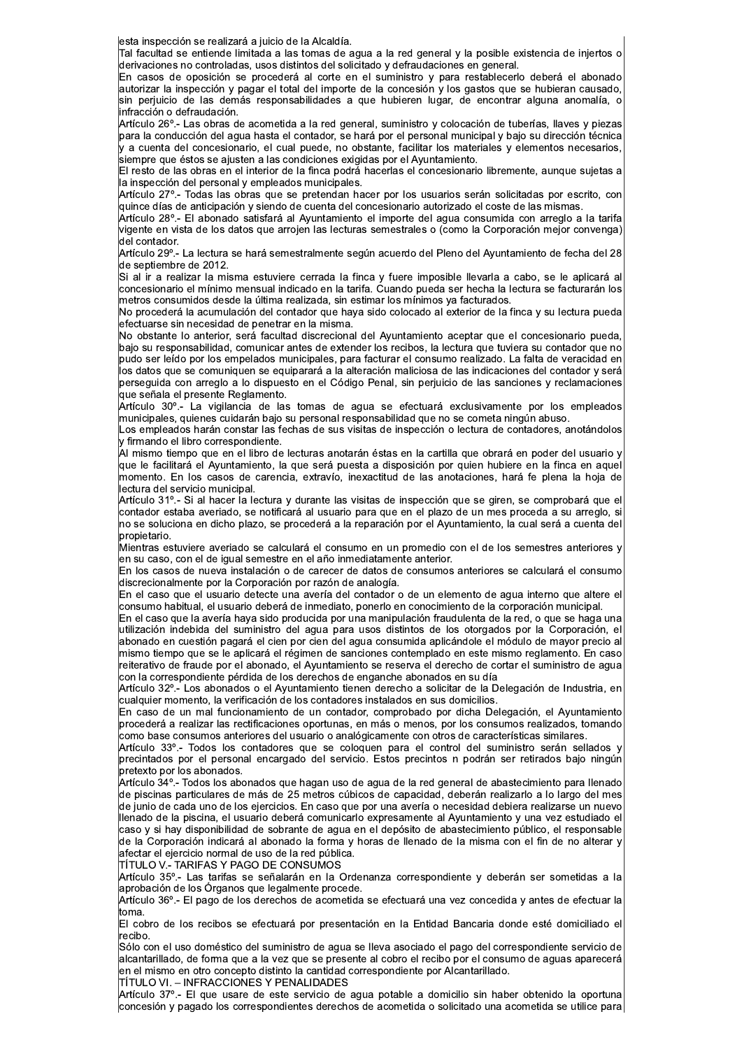esta inspección se realizará a juicio de la Alcaldía.

Tal facultad se entiende limitada a las tomas de agua a la red general y la posible existencia de injertos o derivaciones no controladas, usos distintos del solicitado y defraudaciones en general.

En casos de oposición se procederá al corte en el suministro y para restablecerlo deberá el abonado autorizar la inspección y pagar el total del importe de la concesión y los gastos que se hubieran causado, sin perjuicio de las demás responsabilidades a que hubieren lugar, de encontrar alguna anomalía, o infracción o defraudación.

Artículo 26º.- Las obras de acometida a la red general, suministro y colocación de tuberías, llaves y piezas para la conducción del agua hasta el contador, se hará por el personal municipal y bajo su dirección técnica y a cuenta del concesionario, el cual puede, no obstante, facilitar los materiales y elementos necesarios, siempre que éstos se ajusten a las condiciones exigidas por el Ayuntamiento.

El resto de las obras en el interior de la finca podrá hacerlas el concesionario libremente, aunque sujetas a la inspección del personal y empleados municipales.

Artículo 27º.- Todas las obras que se pretendan hacer por los usuarios serán solicitadas por escrito, con quince días de anticipación y siendo de cuenta del concesionario autorizado el coste de las mismas.

Artículo 28º.- El abonado satisfará al Ayuntamiento el importe del agua consumida con arreglo a la tarifa vigente en vista de los datos que arrojen las lecturas semestrales o (como la Corporación mejor convenga) del contador.

Artículo 29º.- La lectura se hará semestralmente según acuerdo del Pleno del Ayuntamiento de fecha del 28 de septiembre de 2012.

Si al ir a realizar la misma estuviere cerrada la finca y fuere imposible llevarla a cabo, se le aplicará al concesionario el mínimo mensual indicado en la tarifa. Cuando pueda ser hecha la lectura se facturarán los metros consumidos desde la última realizada, sin estimar los mínimos ya facturados.

No procederá la acumulación del contador que haya sido colocado al exterior de la finca y su lectura pueda efectuarse sin necesidad de penetrar en la misma.

No obstante lo anterior, será facultad discrecional del Ayuntamiento aceptar que el concesionario pueda, bajo su responsabilidad, comunicar antes de extender los recibos, la lectura que tuviera su contador que no pudo ser leído por los empelados municipales, para facturar el consumo realizado. La falta de veracidad en los datos que se comuniquen se equiparará a la alteración maliciosa de las indicaciones del contador y será perseguida con arreglo a lo dispuesto en el Código Penal, sin perjuicio de las sanciones y reclamaciones que señala el presente Reglamento.

Artículo 30º.- La vigilancia de las tomas de agua se efectuará exclusivamente por los empleados municipales, quienes cuidarán bajo su personal responsabilidad que no se cometa ningún abuso.

Los empleados harán constar las fechas de sus visitas de inspección o lectura de contadores, anotándolos y firmando el libro correspondiente.

Al mismo tiempo que en el libro de lecturas anotarán éstas en la cartilla que obrará en poder del usuario y que le facilitará el Ayuntamiento, la que será puesta a disposición por quien hubiere en la finca en aquel momento. En los casos de carencia, extravío, inexactitud de las anotaciones, hará fe plena la hoja de lectura del servicio municipal.

Artículo 31º.- Si al hacer la lectura y durante las visitas de inspección que se giren, se comprobará que el contador estaba averiado, se notificará al usuario para que en el plazo de un mes proceda a su arreglo, si no se soluciona en dicho plazo, se procederá a la reparación por el Ayuntamiento, la cual será a cuenta del propietario.

Mientras estuviere averiado se calculará el consumo en un promedio con el de los semestres anteriores y en su caso, con el de igual semestre en el año inmediatamente anterior.

En los casos de nueva instalación o de carecer de datos de consumos anteriores se calculará el consumo discrecionalmente por la Corporación por razón de analogía.

En el caso que el usuario detecte una avería del contador o de un elemento de agua interno que altere el consumo habitual, el usuario deberá de inmediato, ponerlo en conocimiento de la corporación municipal.

En el caso que la avería haya sido producida por una manipulación fraudulenta de la red, o que se haga una utilización indebida del suministro del agua para usos distintos de los otorgados por la Corporación, el abonado en cuestión pagará el cien por cien del agua consumida aplicándole el módulo de mayor precio al mismo tiempo que se le aplicará el régimen de sanciones contemplado en este mismo reglamento. En caso reiterativo de fraude por el abonado, el Ayuntamiento se reserva el derecho de cortar el suministro de agua con la correspondiente pérdida de los derechos de enganche abonados en su día

Artículo 32º.- Los abonados o el Ayuntamiento tienen derecho a solicitar de la Delegación de Industria, en cualquier momento, la verificación de los contadores instalados en sus domicilios.

En caso de un mal funcionamiento de un contador, comprobado por dicha Delegación, el Ayuntamiento procederá a realizar las rectificaciones oportunas, en más o menos, por los consumos realizados, tomando como base consumos anteriores del usuario o analógicamente con otros de características similares.

Artículo 33º.- Todos los contadores que se coloquen para el control del suministro serán sellados y precintados por el personal encargado del servicio. Estos precintos n podrán ser retirados bajo ningún pretexto por los abonados.

Artículo 34º.- Todos los abonados que hagan uso de agua de la red general de abastecimiento para llenado de piscinas particulares de más de 25 metros cúbicos de capacidad, deberán realizarlo a lo largo del mes de junio de cada uno de los ejercicios. En caso que por una avería o necesidad debiera realizarse un nuevo llenado de la piscina, el usuario deberá comunicarlo expresamente al Ayuntamiento y una vez estudiado el caso y si hay disponibilidad de sobrante de agua en el depósito de abastecimiento público, el responsable de la Corporación indicará al abonado la forma y horas de llenado de la misma con el fin de no alterar y afectar el ejercicio normal de uso de la red pública.

## TÍTULO V.- TARIFAS Y PAGO DE CONSUMOS

Artículo 35º.- Las tarifas se señalarán en la Ordenanza correspondiente y deberán ser sometidas a la aprobación de los Órganos que legalmente procede.

Artículo 36º.- El pago de los derechos de acometida se efectuará una vez concedida y antes de efectuar la toma.

El cobro de los recibos se efectuará por presentación en la Entidad Bancaria donde esté domiciliado el recibo.

Sólo con el uso doméstico del suministro de agua se lleva asociado el pago del correspondiente servicio de alcantarillado, de forma que a la vez que se presente al cobro el recibo por el consumo de aguas aparecerá en el mismo en otro concepto distinto la cantidad correspondiente por Alcantarillado.

## TÍTULO VI. – INFRACCIONES Y PENALIDADES

Artículo 37º.- El que usare de este servicio de agua potable a domicilio sin haber obtenido la oportuna concesión y pagado los correspondientes derechos de acometida o solicitado una acometida se utilice para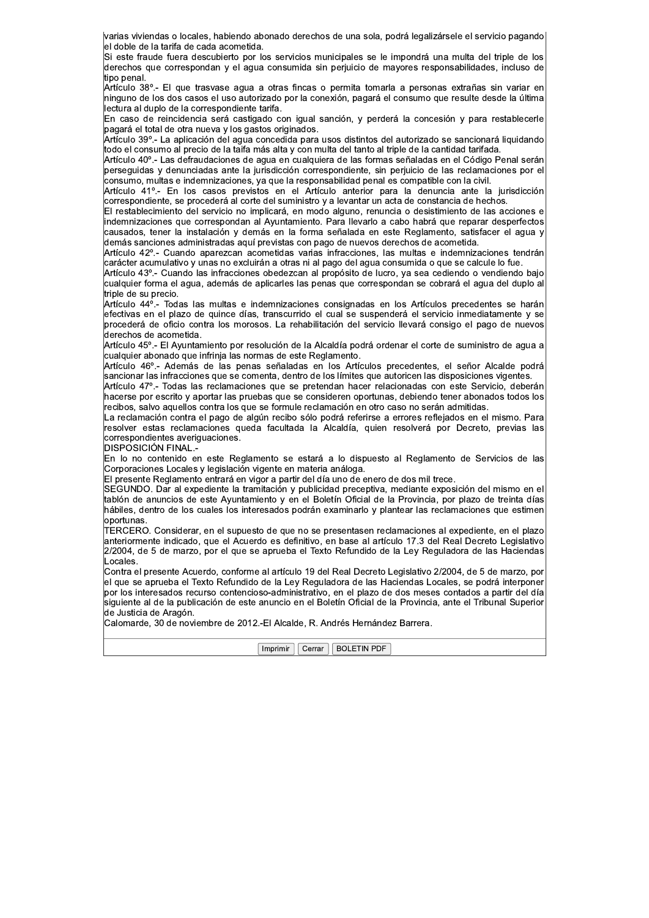varias viviendas o locales, habiendo abonado derechos de una sola, podrá legalizársele el servicio pagando el doble de la tarifa de cada acometida.

Si este fraude fuera descubierto por los servicios municipales se le impondrá una multa del triple de los derechos que correspondan y el agua consumida sin perjuicio de mayores responsabilidades, incluso de tipo penal.

Artículo 38º.- El que trasvase agua a otras fincas o permita tomarla a personas extrañas sin variar en ninguno de los dos casos el uso autorizado por la conexión, pagará el consumo que resulte desde la última lectura al duplo de la correspondiente tarifa.

En caso de reincidencia será castigado con igual sanción, y perderá la concesión y para restablecerle pagará el total de otra nueva y los gastos originados.

Artículo 39º.- La aplicación del agua concedida para usos distintos del autorizado se sancionará liquidando todo el consumo al precio de la taifa más alta y con multa del tanto al triple de la cantidad tarifada.

Artículo 40º.- Las defraudaciones de agua en cualquiera de las formas señaladas en el Código Penal serán perseguidas y denunciadas ante la jurisdicción correspondiente, sin perjuicio de las reclamaciones por el consumo, multas e indemnizaciones, ya que la responsabilidad penal es compatible con la civil.

Artículo 41º.- En los casos previstos en el Artículo anterior para la denuncia ante la jurisdicción correspondiente, se procederá al corte del suministro y a levantar un acta de constancia de hechos.

El restablecimiento del servicio no implicará, en modo alguno, renuncia o desistimiento de las acciones e indemnizaciones que correspondan al Ayuntamiento. Para llevarlo a cabo habrá que reparar desperfectos causados, tener la instalación y demás en la forma señalada en este Reglamento, satisfacer el agua y demás sanciones administradas aquí previstas con pago de nuevos derechos de acometida.

Artículo 42º.- Cuando aparezcan acometidas varias infracciones, las multas e indemnizaciones tendrán carácter acumulativo y unas no excluirán a otras ni al pago del agua consumida o que se calcule lo fue.

Artículo 43º.- Cuando las infracciones obedezcan al propósito de lucro, ya sea cediendo o vendiendo bajo cualquier forma el agua, además de aplicarles las penas que correspondan se cobrará el agua del duplo al triple de su precio.

Artículo 44º.- Todas las multas e indemnizaciones consignadas en los Artículos precedentes se harán efectivas en el plazo de quince días, transcurrido el cual se suspenderá el servicio inmediatamente y se procederá de oficio contra los morosos. La rehabilitación del servicio llevará consigo el pago de nuevos derechos de acometida.

Artículo 45º.- El Ayuntamiento por resolución de la Alcaldía podrá ordenar el corte de suministro de agua a cualquier abonado que infrinja las normas de este Reglamento.

Artículo 46º.- Además de las penas señaladas en los Artículos precedentes, el señor Alcalde podrá sancionar las infracciones que se comenta, dentro de los límites que autoricen las disposiciones vigentes.

Artículo 47º.- Todas las reclamaciones que se pretendan hacer relacionadas con este Servicio, deberán hacerse por escrito y aportar las pruebas que se consideren oportunas, debiendo tener abonados todos los recibos, salvo aquellos contra los que se formule reclamación en otro caso no serán admitidas.

La reclamación contra el pago de algún recibo sólo podrá referirse a errores reflejados en el mismo. Para resolver estas reclamaciones queda facultada la Alcaldía, quien resolverá por Decreto, previas las correspondientes averiguaciones.

DISPOSICIÓN FINAL.-

En lo no contenido en este Reglamento se estará a lo dispuesto al Reglamento de Servicios de las Corporaciones Locales y legislación vigente en materia análoga.

El presente Reglamento entrará en vigor a partir del día uno de enero de dos mil trece.

SEGUNDO. Dar al expediente la tramitación y publicidad preceptiva, mediante exposición del mismo en el tablón de anuncios de este Ayuntamiento y en el Boletín Oficial de la Provincia, por plazo de treinta días hábiles, dentro de los cuales los interesados podrán examinarlo y plantear las reclamaciones que estimen oportunas.

TERCERO. Considerar, en el supuesto de que no se presentasen reclamaciones al expediente, en el plazo anteriormente indicado, que el Acuerdo es definitivo, en base al artículo 17.3 del Real Decreto Legislativo 2/2004, de 5 de marzo, por el que se aprueba el Texto Refundido de la Ley Reguladora de las Haciendas Locales.

Contra el presente Acuerdo, conforme al artículo 19 del Real Decreto Legislativo 2/2004, de 5 de marzo, por el que se aprueba el Texto Refundido de la Ley Reguladora de las Haciendas Locales, se podrá interponer por los interesados recurso contencioso-administrativo, en el plazo de dos meses contados a partir del día siguiente al de la publicación de este anuncio en el Boletín Oficial de la Provincia, ante el Tribunal Superior de Justicia de Aragón.

Calomarde, 30 de noviembre de 2012.-El Alcalde, R. Andrés Hernández Barrera.